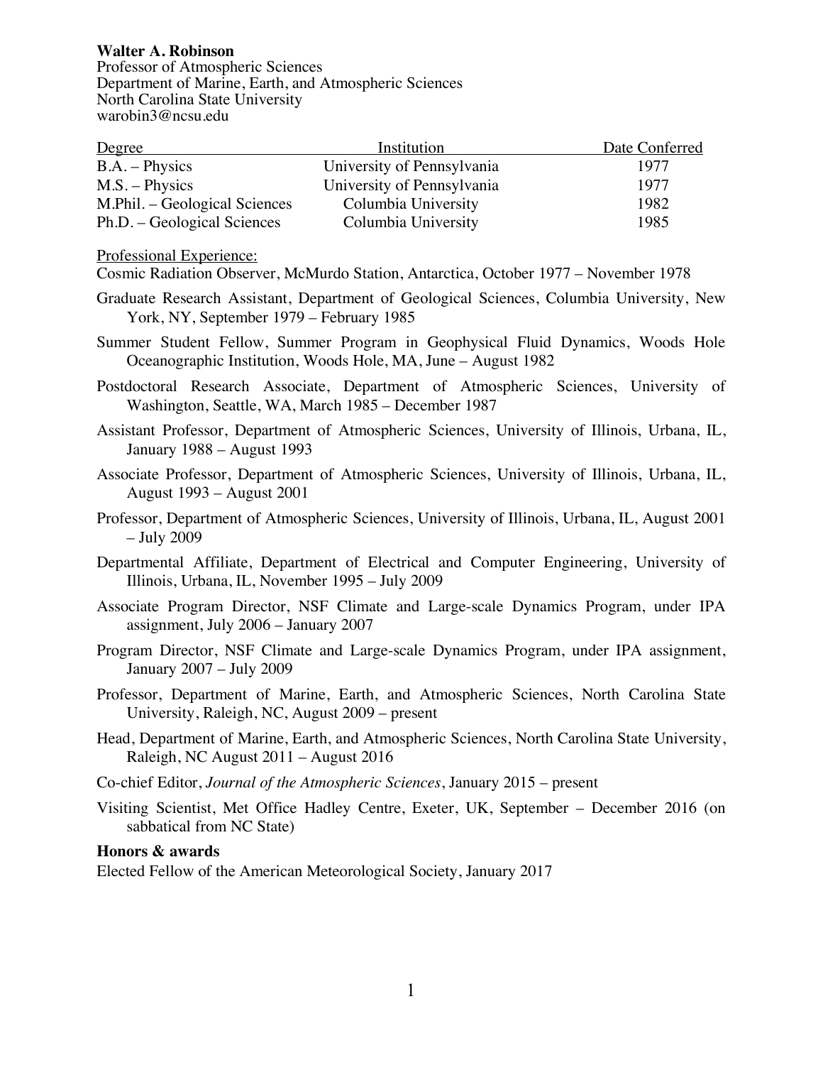**Walter A. Robinson**
Professor of Atmospheric Sciences
Department of Marine, Earth, and Atmospheric Sciences
North Carolina State University
warobin3@ncsu.edu

| Degree | Institution | Date Conferred |
|---|---|---|
| B.A. – Physics | University of Pennsylvania | 1977 |
| M.S. – Physics | University of Pennsylvania | 1977 |
| M.Phil. – Geological Sciences | Columbia University | 1982 |
| Ph.D. – Geological Sciences | Columbia University | 1985 |

Professional Experience:

Cosmic Radiation Observer, McMurdo Station, Antarctica, October 1977 – November 1978

Graduate Research Assistant, Department of Geological Sciences, Columbia University, New York, NY, September 1979 – February 1985

Summer Student Fellow, Summer Program in Geophysical Fluid Dynamics, Woods Hole Oceanographic Institution, Woods Hole, MA, June – August 1982

Postdoctoral Research Associate, Department of Atmospheric Sciences, University of Washington, Seattle, WA, March 1985 – December 1987

Assistant Professor, Department of Atmospheric Sciences, University of Illinois, Urbana, IL, January 1988 – August 1993

Associate Professor, Department of Atmospheric Sciences, University of Illinois, Urbana, IL, August 1993 – August 2001

Professor, Department of Atmospheric Sciences, University of Illinois, Urbana, IL, August 2001 – July 2009

Departmental Affiliate, Department of Electrical and Computer Engineering, University of Illinois, Urbana, IL, November 1995 – July 2009

Associate Program Director, NSF Climate and Large-scale Dynamics Program, under IPA assignment, July 2006 – January 2007

Program Director, NSF Climate and Large-scale Dynamics Program, under IPA assignment, January 2007 – July 2009

Professor, Department of Marine, Earth, and Atmospheric Sciences, North Carolina State University, Raleigh, NC, August 2009 – present

Head, Department of Marine, Earth, and Atmospheric Sciences, North Carolina State University, Raleigh, NC August 2011 – August 2016

Co-chief Editor, *Journal of the Atmospheric Sciences*, January 2015 – present

Visiting Scientist, Met Office Hadley Centre, Exeter, UK, September – December 2016 (on sabbatical from NC State)

**Honors & awards**

Elected Fellow of the American Meteorological Society, January 2017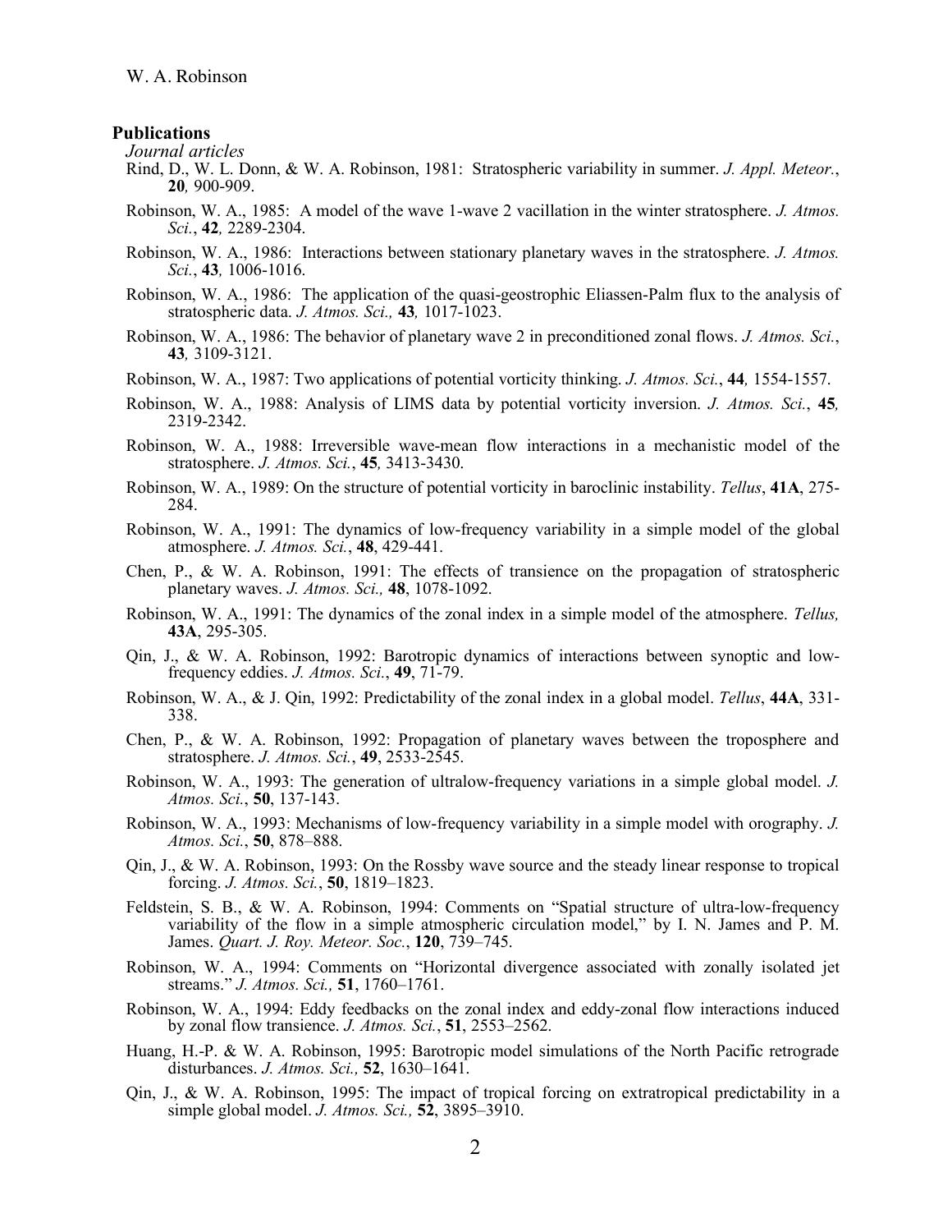## Publications

*Journal articles*

Rind, D., W. L. Donn, & W. A. Robinson, 1981: Stratospheric variability in summer. *J. Appl. Meteor.*, **20***,* 900-909.

Robinson, W. A., 1985: A model of the wave 1-wave 2 vacillation in the winter stratosphere. *J. Atmos. Sci.*, **42***,* 2289-2304.

Robinson, W. A., 1986: Interactions between stationary planetary waves in the stratosphere. *J. Atmos. Sci.*, **43***,* 1006-1016.

Robinson, W. A., 1986: The application of the quasi-geostrophic Eliassen-Palm flux to the analysis of stratospheric data. *J. Atmos. Sci.,* **43***,* 1017-1023.

Robinson, W. A., 1986: The behavior of planetary wave 2 in preconditioned zonal flows. *J. Atmos. Sci.*, **43***,* 3109-3121.

Robinson, W. A., 1987: Two applications of potential vorticity thinking. *J. Atmos. Sci.*, **44***,* 1554-1557.

Robinson, W. A., 1988: Analysis of LIMS data by potential vorticity inversion. *J. Atmos. Sci.*, **45***,* 2319-2342.

Robinson, W. A., 1988: Irreversible wave-mean flow interactions in a mechanistic model of the stratosphere. *J. Atmos. Sci.*, **45***,* 3413-3430.

Robinson, W. A., 1989: On the structure of potential vorticity in baroclinic instability. *Tellus*, **41A**, 275-284.

Robinson, W. A., 1991: The dynamics of low-frequency variability in a simple model of the global atmosphere. *J. Atmos. Sci.*, **48**, 429-441.

Chen, P., & W. A. Robinson, 1991: The effects of transience on the propagation of stratospheric planetary waves. *J. Atmos. Sci.,* **48**, 1078-1092.

Robinson, W. A., 1991: The dynamics of the zonal index in a simple model of the atmosphere. *Tellus,* **43A**, 295-305.

Qin, J., & W. A. Robinson, 1992: Barotropic dynamics of interactions between synoptic and low-frequency eddies. *J. Atmos. Sci.*, **49**, 71-79.

Robinson, W. A., & J. Qin, 1992: Predictability of the zonal index in a global model. *Tellus*, **44A**, 331-338.

Chen, P., & W. A. Robinson, 1992: Propagation of planetary waves between the troposphere and stratosphere. *J. Atmos. Sci.*, **49**, 2533-2545.

Robinson, W. A., 1993: The generation of ultralow-frequency variations in a simple global model. *J. Atmos. Sci.*, **50**, 137-143.

Robinson, W. A., 1993: Mechanisms of low-frequency variability in a simple model with orography. *J. Atmos. Sci.*, **50**, 878–888.

Qin, J., & W. A. Robinson, 1993: On the Rossby wave source and the steady linear response to tropical forcing. *J. Atmos. Sci.*, **50**, 1819–1823.

Feldstein, S. B., & W. A. Robinson, 1994: Comments on "Spatial structure of ultra-low-frequency variability of the flow in a simple atmospheric circulation model," by I. N. James and P. M. James. *Quart. J. Roy. Meteor. Soc.*, **120**, 739–745.

Robinson, W. A., 1994: Comments on "Horizontal divergence associated with zonally isolated jet streams." *J. Atmos. Sci.,* **51**, 1760–1761.

Robinson, W. A., 1994: Eddy feedbacks on the zonal index and eddy-zonal flow interactions induced by zonal flow transience. *J. Atmos. Sci.*, **51**, 2553–2562.

Huang, H.-P. & W. A. Robinson, 1995: Barotropic model simulations of the North Pacific retrograde disturbances. *J. Atmos. Sci.,* **52**, 1630–1641.

Qin, J., & W. A. Robinson, 1995: The impact of tropical forcing on extratropical predictability in a simple global model. *J. Atmos. Sci.,* **52**, 3895–3910.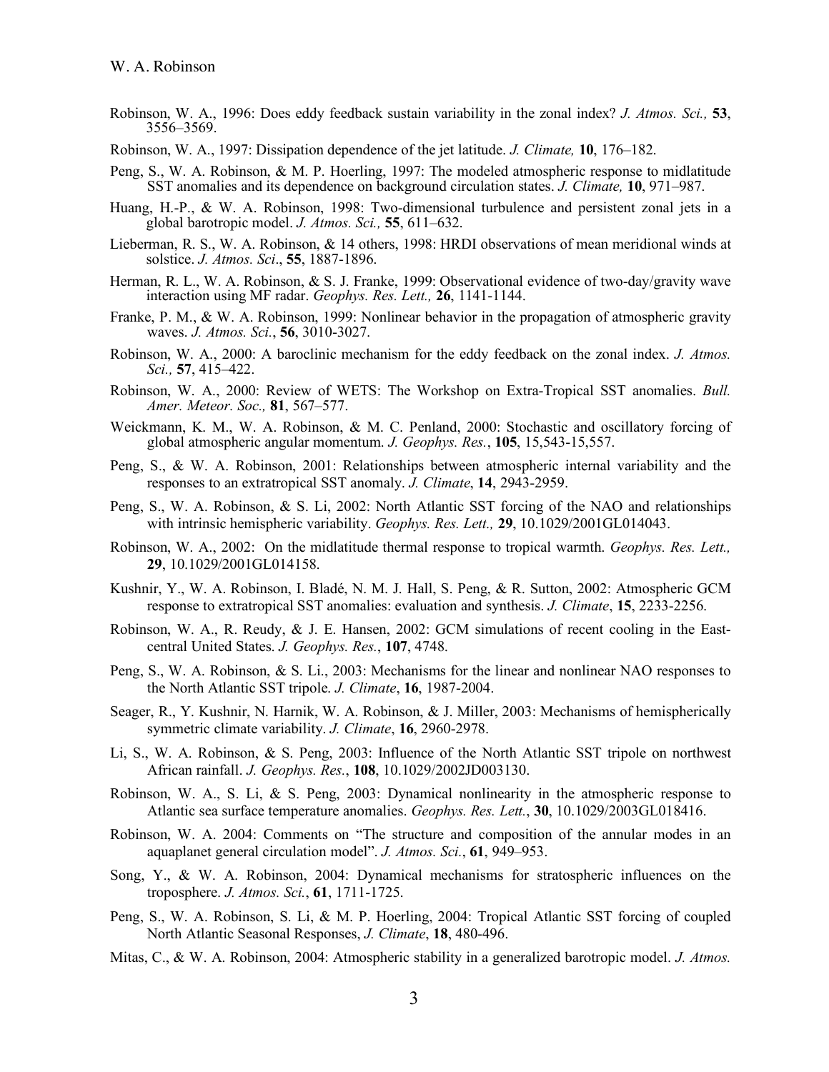Robinson, W. A., 1996: Does eddy feedback sustain variability in the zonal index? *J. Atmos. Sci.,* **53**, 3556–3569.

Robinson, W. A., 1997: Dissipation dependence of the jet latitude. *J. Climate,* **10**, 176–182.

Peng, S., W. A. Robinson, & M. P. Hoerling, 1997: The modeled atmospheric response to midlatitude SST anomalies and its dependence on background circulation states. *J. Climate,* **10**, 971–987.

Huang, H.-P., & W. A. Robinson, 1998: Two-dimensional turbulence and persistent zonal jets in a global barotropic model. *J. Atmos. Sci.,* **55**, 611–632.

Lieberman, R. S., W. A. Robinson, & 14 others, 1998: HRDI observations of mean meridional winds at solstice. *J. Atmos. Sci*., **55**, 1887-1896.

Herman, R. L., W. A. Robinson, & S. J. Franke, 1999: Observational evidence of two-day/gravity wave interaction using MF radar. *Geophys. Res. Lett.,* **26**, 1141-1144.

Franke, P. M., & W. A. Robinson, 1999: Nonlinear behavior in the propagation of atmospheric gravity waves. *J. Atmos. Sci.*, **56**, 3010-3027.

Robinson, W. A., 2000: A baroclinic mechanism for the eddy feedback on the zonal index. *J. Atmos. Sci.,* **57**, 415–422.

Robinson, W. A., 2000: Review of WETS: The Workshop on Extra-Tropical SST anomalies. *Bull. Amer. Meteor. Soc.,* **81**, 567–577.

Weickmann, K. M., W. A. Robinson, & M. C. Penland, 2000: Stochastic and oscillatory forcing of global atmospheric angular momentum. *J. Geophys. Res.*, **105**, 15,543-15,557.

Peng, S., & W. A. Robinson, 2001: Relationships between atmospheric internal variability and the responses to an extratropical SST anomaly. *J. Climate*, **14**, 2943-2959.

Peng, S., W. A. Robinson, & S. Li, 2002: North Atlantic SST forcing of the NAO and relationships with intrinsic hemispheric variability. *Geophys. Res. Lett.,* **29**, 10.1029/2001GL014043.

Robinson, W. A., 2002: On the midlatitude thermal response to tropical warmth. *Geophys. Res. Lett.,* **29**, 10.1029/2001GL014158.

Kushnir, Y., W. A. Robinson, I. Bladé, N. M. J. Hall, S. Peng, & R. Sutton, 2002: Atmospheric GCM response to extratropical SST anomalies: evaluation and synthesis. *J. Climate*, **15**, 2233-2256.

Robinson, W. A., R. Reudy, & J. E. Hansen, 2002: GCM simulations of recent cooling in the East-central United States. *J. Geophys. Res.*, **107**, 4748.

Peng, S., W. A. Robinson, & S. Li., 2003: Mechanisms for the linear and nonlinear NAO responses to the North Atlantic SST tripole. *J. Climate*, **16**, 1987-2004.

Seager, R., Y. Kushnir, N. Harnik, W. A. Robinson, & J. Miller, 2003: Mechanisms of hemispherically symmetric climate variability. *J. Climate*, **16**, 2960-2978.

Li, S., W. A. Robinson, & S. Peng, 2003: Influence of the North Atlantic SST tripole on northwest African rainfall. *J. Geophys. Res.*, **108**, 10.1029/2002JD003130.

Robinson, W. A., S. Li, & S. Peng, 2003: Dynamical nonlinearity in the atmospheric response to Atlantic sea surface temperature anomalies. *Geophys. Res. Lett.*, **30**, 10.1029/2003GL018416.

Robinson, W. A. 2004: Comments on "The structure and composition of the annular modes in an aquaplanet general circulation model". *J. Atmos. Sci.*, **61**, 949–953.

Song, Y., & W. A. Robinson, 2004: Dynamical mechanisms for stratospheric influences on the troposphere. *J. Atmos. Sci.*, **61**, 1711-1725.

Peng, S., W. A. Robinson, S. Li, & M. P. Hoerling, 2004: Tropical Atlantic SST forcing of coupled North Atlantic Seasonal Responses, *J. Climate*, **18**, 480-496.

Mitas, C., & W. A. Robinson, 2004: Atmospheric stability in a generalized barotropic model. *J. Atmos.*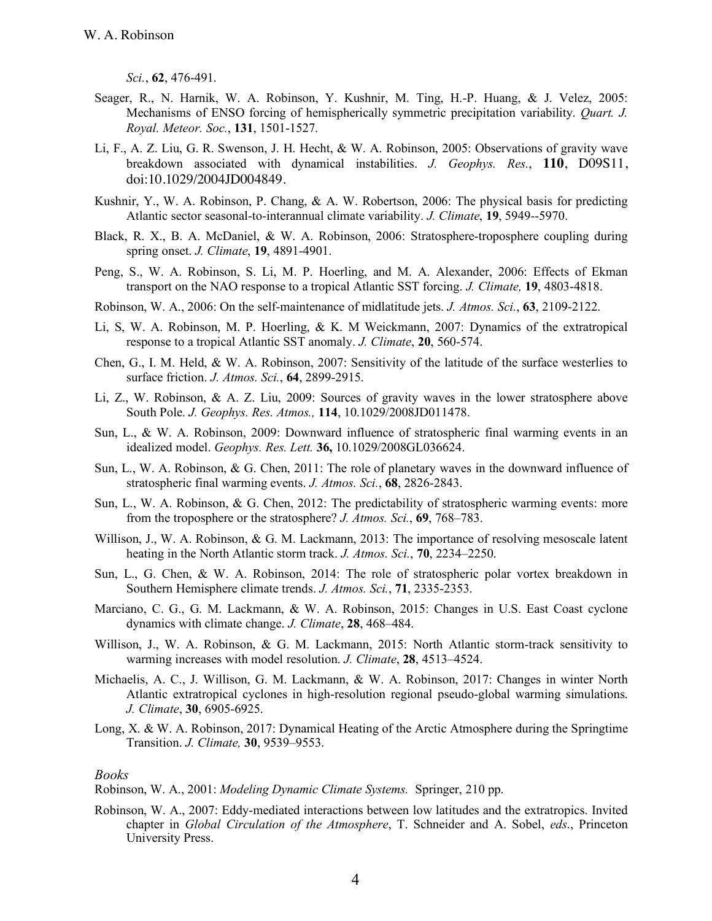*Sci.*, **62**, 476-491.

Seager, R., N. Harnik, W. A. Robinson, Y. Kushnir, M. Ting, H.-P. Huang, & J. Velez, 2005: Mechanisms of ENSO forcing of hemispherically symmetric precipitation variability. *Quart. J. Royal. Meteor. Soc.*, **131**, 1501-1527.

Li, F., A. Z. Liu, G. R. Swenson, J. H. Hecht, & W. A. Robinson, 2005: Observations of gravity wave breakdown associated with dynamical instabilities. *J. Geophys. Res.*, **110**, D09S11, doi:10.1029/2004JD004849.

Kushnir, Y., W. A. Robinson, P. Chang, & A. W. Robertson, 2006: The physical basis for predicting Atlantic sector seasonal-to-interannual climate variability. *J. Climate*, **19**, 5949--5970.

Black, R. X., B. A. McDaniel, & W. A. Robinson, 2006: Stratosphere-troposphere coupling during spring onset. *J. Climate*, **19**, 4891-4901.

Peng, S., W. A. Robinson, S. Li, M. P. Hoerling, and M. A. Alexander, 2006: Effects of Ekman transport on the NAO response to a tropical Atlantic SST forcing. *J. Climate,* **19**, 4803-4818.

Robinson, W. A., 2006: On the self-maintenance of midlatitude jets. *J. Atmos. Sci.*, **63**, 2109-2122.

Li, S, W. A. Robinson, M. P. Hoerling, & K. M Weickmann, 2007: Dynamics of the extratropical response to a tropical Atlantic SST anomaly. *J. Climate*, **20**, 560-574.

Chen, G., I. M. Held, & W. A. Robinson, 2007: Sensitivity of the latitude of the surface westerlies to surface friction. *J. Atmos. Sci.*, **64**, 2899-2915.

Li, Z., W. Robinson, & A. Z. Liu, 2009: Sources of gravity waves in the lower stratosphere above South Pole. *J. Geophys. Res. Atmos.,* **114**, 10.1029/2008JD011478.

Sun, L., & W. A. Robinson, 2009: Downward influence of stratospheric final warming events in an idealized model. *Geophys. Res. Lett.* **36,** 10.1029/2008GL036624.

Sun, L., W. A. Robinson, & G. Chen, 2011: The role of planetary waves in the downward influence of stratospheric final warming events. *J. Atmos. Sci.*, **68**, 2826-2843.

Sun, L., W. A. Robinson, & G. Chen, 2012: The predictability of stratospheric warming events: more from the troposphere or the stratosphere? *J. Atmos. Sci.*, **69**, 768–783.

Willison, J., W. A. Robinson, & G. M. Lackmann, 2013: The importance of resolving mesoscale latent heating in the North Atlantic storm track. *J. Atmos. Sci.*, **70**, 2234–2250.

Sun, L., G. Chen, & W. A. Robinson, 2014: The role of stratospheric polar vortex breakdown in Southern Hemisphere climate trends. *J. Atmos. Sci.*, **71**, 2335-2353.

Marciano, C. G., G. M. Lackmann, & W. A. Robinson, 2015: Changes in U.S. East Coast cyclone dynamics with climate change. *J. Climate*, **28**, 468–484.

Willison, J., W. A. Robinson, & G. M. Lackmann, 2015: North Atlantic storm-track sensitivity to warming increases with model resolution. *J. Climate*, **28**, 4513–4524.

Michaelis, A. C., J. Willison, G. M. Lackmann, & W. A. Robinson, 2017: Changes in winter North Atlantic extratropical cyclones in high-resolution regional pseudo-global warming simulations. *J. Climate*, **30**, 6905-6925.

Long, X. & W. A. Robinson, 2017: Dynamical Heating of the Arctic Atmosphere during the Springtime Transition. *J. Climate,* **30**, 9539–9553.

### *Books*

Robinson, W. A., 2001: *Modeling Dynamic Climate Systems.* Springer, 210 pp.

Robinson, W. A., 2007: Eddy-mediated interactions between low latitudes and the extratropics. Invited chapter in *Global Circulation of the Atmosphere*, T. Schneider and A. Sobel, *eds*., Princeton University Press.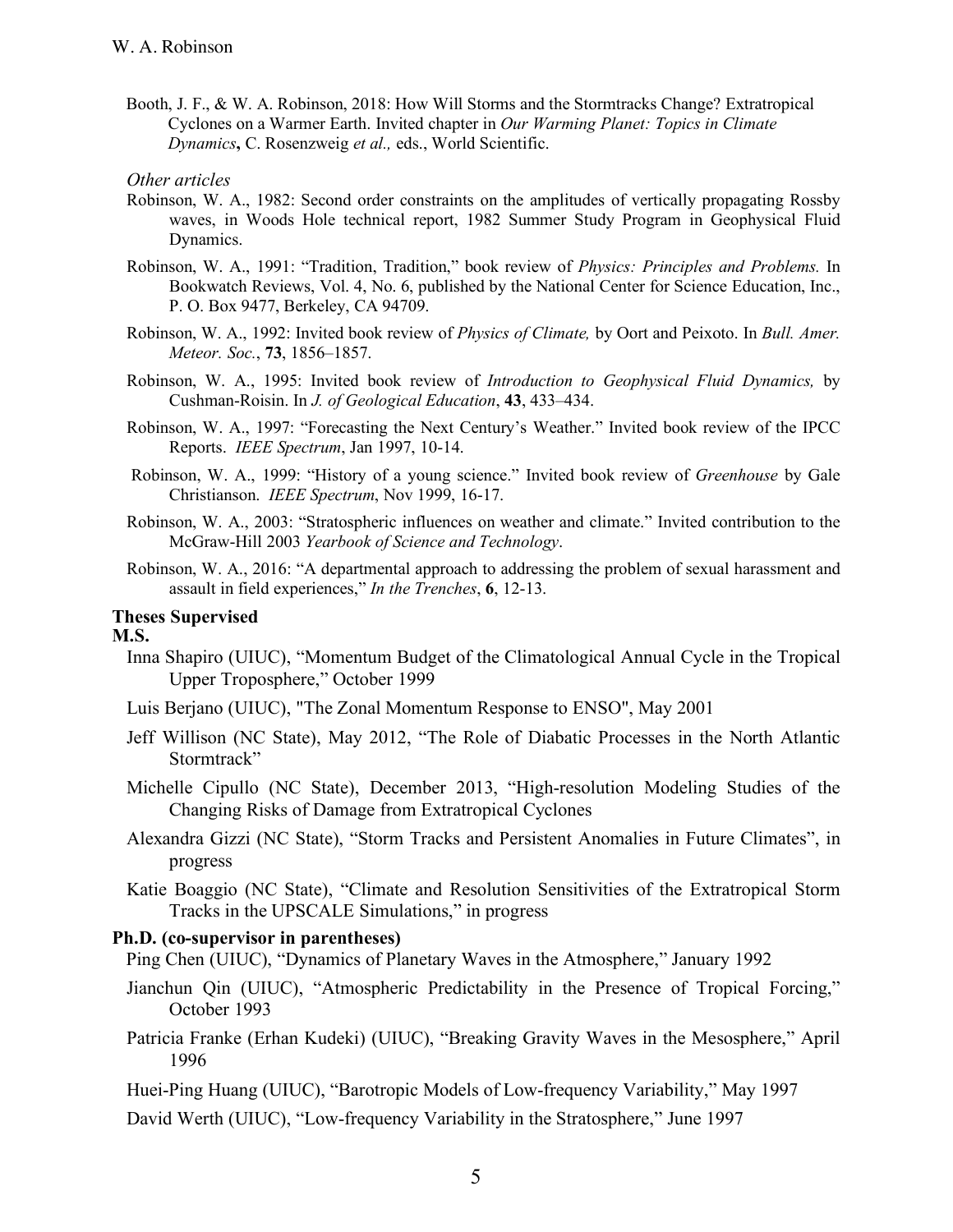Booth, J. F., & W. A. Robinson, 2018: How Will Storms and the Stormtracks Change? Extratropical Cyclones on a Warmer Earth. Invited chapter in *Our Warming Planet: Topics in Climate Dynamics***,** C. Rosenzweig *et al.,* eds., World Scientific.

*Other articles*

Robinson, W. A., 1982: Second order constraints on the amplitudes of vertically propagating Rossby waves, in Woods Hole technical report, 1982 Summer Study Program in Geophysical Fluid Dynamics.

Robinson, W. A., 1991: "Tradition, Tradition," book review of *Physics: Principles and Problems.* In Bookwatch Reviews, Vol. 4, No. 6, published by the National Center for Science Education, Inc., P. O. Box 9477, Berkeley, CA 94709.

Robinson, W. A., 1992: Invited book review of *Physics of Climate,* by Oort and Peixoto. In *Bull. Amer. Meteor. Soc.*, **73**, 1856–1857.

Robinson, W. A., 1995: Invited book review of *Introduction to Geophysical Fluid Dynamics,* by Cushman-Roisin. In *J. of Geological Education*, **43**, 433–434.

Robinson, W. A., 1997: "Forecasting the Next Century's Weather." Invited book review of the IPCC Reports. *IEEE Spectrum*, Jan 1997, 10-14.

Robinson, W. A., 1999: "History of a young science." Invited book review of *Greenhouse* by Gale Christianson. *IEEE Spectrum*, Nov 1999, 16-17.

Robinson, W. A., 2003: "Stratospheric influences on weather and climate." Invited contribution to the McGraw-Hill 2003 *Yearbook of Science and Technology*.

Robinson, W. A., 2016: "A departmental approach to addressing the problem of sexual harassment and assault in field experiences," *In the Trenches*, **6**, 12-13.

**Theses Supervised**

**M.S.**

Inna Shapiro (UIUC), "Momentum Budget of the Climatological Annual Cycle in the Tropical Upper Troposphere," October 1999

Luis Berjano (UIUC), "The Zonal Momentum Response to ENSO", May 2001

Jeff Willison (NC State), May 2012, "The Role of Diabatic Processes in the North Atlantic Stormtrack"

Michelle Cipullo (NC State), December 2013, "High-resolution Modeling Studies of the Changing Risks of Damage from Extratropical Cyclones

Alexandra Gizzi (NC State), "Storm Tracks and Persistent Anomalies in Future Climates", in progress

Katie Boaggio (NC State), "Climate and Resolution Sensitivities of the Extratropical Storm Tracks in the UPSCALE Simulations," in progress

**Ph.D. (co-supervisor in parentheses)**

Ping Chen (UIUC), "Dynamics of Planetary Waves in the Atmosphere," January 1992

Jianchun Qin (UIUC), "Atmospheric Predictability in the Presence of Tropical Forcing," October 1993

Patricia Franke (Erhan Kudeki) (UIUC), "Breaking Gravity Waves in the Mesosphere," April 1996

Huei-Ping Huang (UIUC), "Barotropic Models of Low-frequency Variability," May 1997

David Werth (UIUC), "Low-frequency Variability in the Stratosphere," June 1997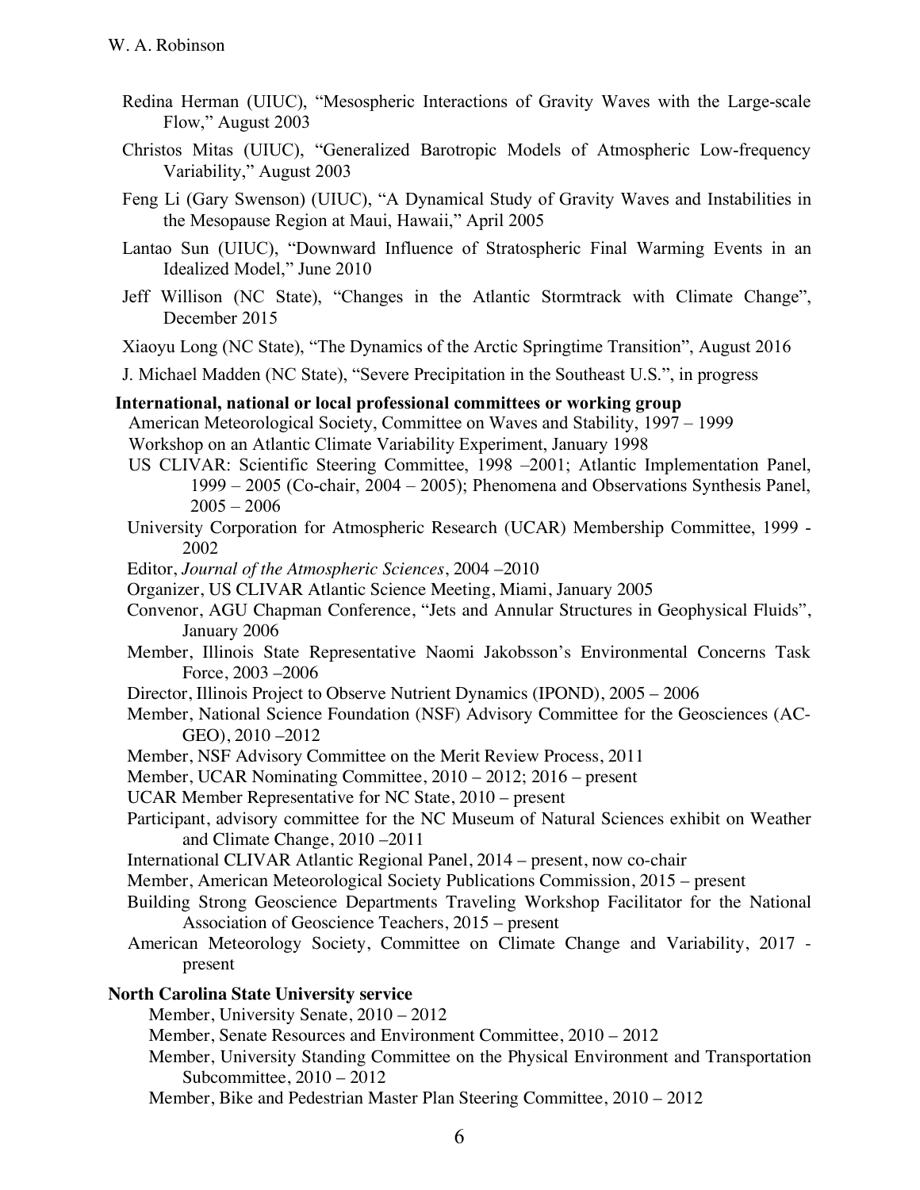Redina Herman (UIUC), "Mesospheric Interactions of Gravity Waves with the Large-scale Flow," August 2003

Christos Mitas (UIUC), "Generalized Barotropic Models of Atmospheric Low-frequency Variability," August 2003

Feng Li (Gary Swenson) (UIUC), "A Dynamical Study of Gravity Waves and Instabilities in the Mesopause Region at Maui, Hawaii," April 2005

Lantao Sun (UIUC), "Downward Influence of Stratospheric Final Warming Events in an Idealized Model," June 2010

Jeff Willison (NC State), "Changes in the Atlantic Stormtrack with Climate Change", December 2015

Xiaoyu Long (NC State), "The Dynamics of the Arctic Springtime Transition", August 2016

J. Michael Madden (NC State), "Severe Precipitation in the Southeast U.S.", in progress

**International, national or local professional committees or working group**

American Meteorological Society, Committee on Waves and Stability, 1997 – 1999

Workshop on an Atlantic Climate Variability Experiment, January 1998

US CLIVAR: Scientific Steering Committee, 1998 –2001; Atlantic Implementation Panel, 1999 – 2005 (Co-chair, 2004 – 2005); Phenomena and Observations Synthesis Panel, 2005 – 2006

University Corporation for Atmospheric Research (UCAR) Membership Committee, 1999 - 2002

Editor, *Journal of the Atmospheric Sciences*, 2004 –2010

Organizer, US CLIVAR Atlantic Science Meeting, Miami, January 2005

Convenor, AGU Chapman Conference, "Jets and Annular Structures in Geophysical Fluids", January 2006

Member, Illinois State Representative Naomi Jakobsson's Environmental Concerns Task Force, 2003 –2006

Director, Illinois Project to Observe Nutrient Dynamics (IPOND), 2005 – 2006

Member, National Science Foundation (NSF) Advisory Committee for the Geosciences (AC-GEO), 2010 –2012

Member, NSF Advisory Committee on the Merit Review Process, 2011

Member, UCAR Nominating Committee, 2010 – 2012; 2016 – present

UCAR Member Representative for NC State, 2010 – present

Participant, advisory committee for the NC Museum of Natural Sciences exhibit on Weather and Climate Change, 2010 –2011

International CLIVAR Atlantic Regional Panel, 2014 – present, now co-chair

Member, American Meteorological Society Publications Commission, 2015 – present

Building Strong Geoscience Departments Traveling Workshop Facilitator for the National Association of Geoscience Teachers, 2015 – present

American Meteorology Society, Committee on Climate Change and Variability, 2017 - present

**North Carolina State University service**

Member, University Senate, 2010 – 2012

Member, Senate Resources and Environment Committee, 2010 – 2012

Member, University Standing Committee on the Physical Environment and Transportation Subcommittee, 2010 – 2012

Member, Bike and Pedestrian Master Plan Steering Committee, 2010 – 2012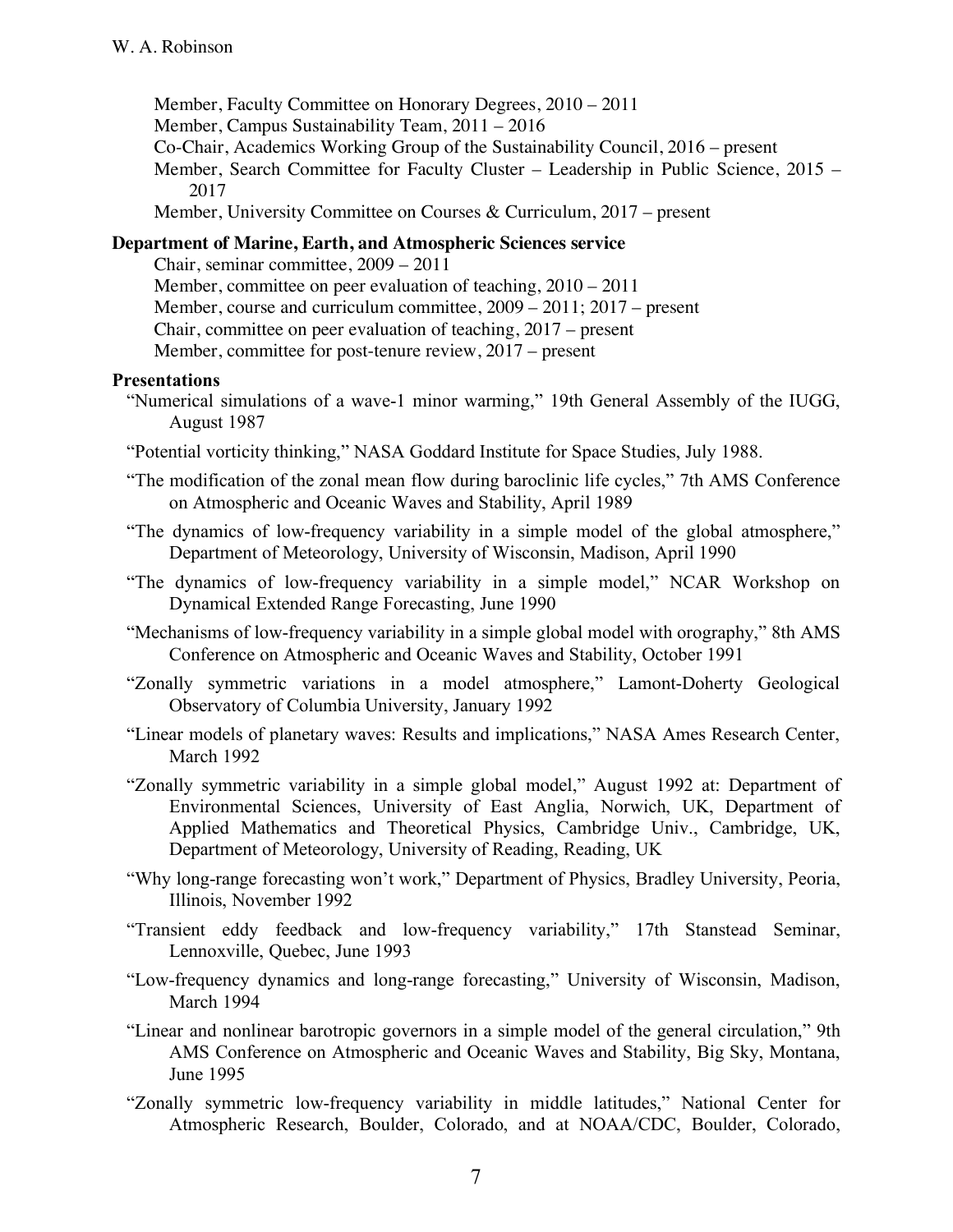Member, Faculty Committee on Honorary Degrees, 2010 – 2011
Member, Campus Sustainability Team, 2011 – 2016
Co-Chair, Academics Working Group of the Sustainability Council, 2016 – present
Member, Search Committee for Faculty Cluster – Leadership in Public Science, 2015 – 2017
Member, University Committee on Courses & Curriculum, 2017 – present

**Department of Marine, Earth, and Atmospheric Sciences service**

Chair, seminar committee, 2009 – 2011
Member, committee on peer evaluation of teaching, 2010 – 2011
Member, course and curriculum committee, 2009 – 2011; 2017 – present
Chair, committee on peer evaluation of teaching, 2017 – present
Member, committee for post-tenure review, 2017 – present

**Presentations**

"Numerical simulations of a wave-1 minor warming," 19th General Assembly of the IUGG, August 1987

"Potential vorticity thinking," NASA Goddard Institute for Space Studies, July 1988.

"The modification of the zonal mean flow during baroclinic life cycles," 7th AMS Conference on Atmospheric and Oceanic Waves and Stability, April 1989

"The dynamics of low-frequency variability in a simple model of the global atmosphere," Department of Meteorology, University of Wisconsin, Madison, April 1990

"The dynamics of low-frequency variability in a simple model," NCAR Workshop on Dynamical Extended Range Forecasting, June 1990

"Mechanisms of low-frequency variability in a simple global model with orography," 8th AMS Conference on Atmospheric and Oceanic Waves and Stability, October 1991

"Zonally symmetric variations in a model atmosphere," Lamont-Doherty Geological Observatory of Columbia University, January 1992

"Linear models of planetary waves: Results and implications," NASA Ames Research Center, March 1992

"Zonally symmetric variability in a simple global model," August 1992 at: Department of Environmental Sciences, University of East Anglia, Norwich, UK, Department of Applied Mathematics and Theoretical Physics, Cambridge Univ., Cambridge, UK, Department of Meteorology, University of Reading, Reading, UK

"Why long-range forecasting won't work," Department of Physics, Bradley University, Peoria, Illinois, November 1992

"Transient eddy feedback and low-frequency variability," 17th Stanstead Seminar, Lennoxville, Quebec, June 1993

"Low-frequency dynamics and long-range forecasting," University of Wisconsin, Madison, March 1994

"Linear and nonlinear barotropic governors in a simple model of the general circulation," 9th AMS Conference on Atmospheric and Oceanic Waves and Stability, Big Sky, Montana, June 1995

"Zonally symmetric low-frequency variability in middle latitudes," National Center for Atmospheric Research, Boulder, Colorado, and at NOAA/CDC, Boulder, Colorado,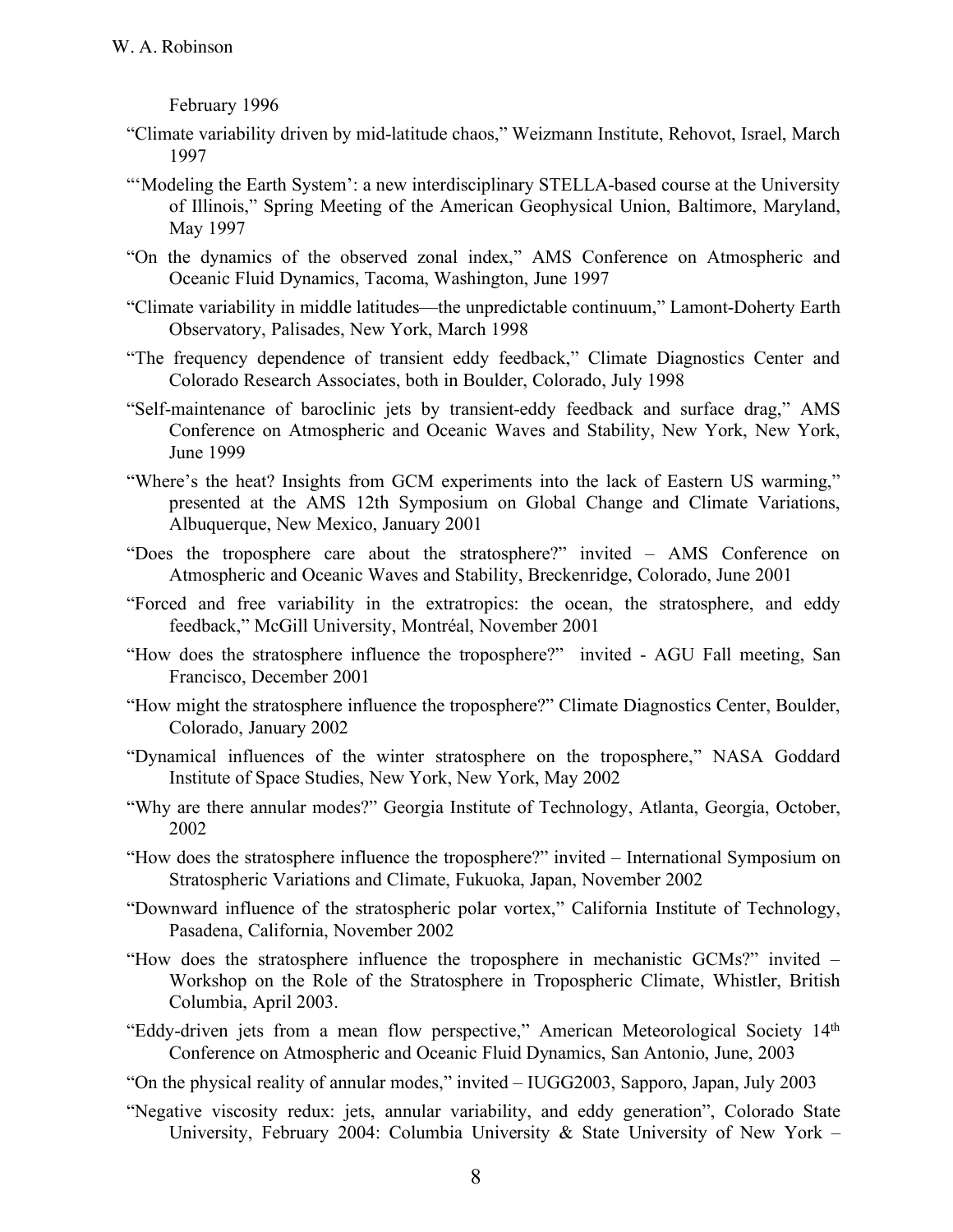February 1996

"Climate variability driven by mid-latitude chaos," Weizmann Institute, Rehovot, Israel, March 1997

"'Modeling the Earth System': a new interdisciplinary STELLA-based course at the University of Illinois," Spring Meeting of the American Geophysical Union, Baltimore, Maryland, May 1997

"On the dynamics of the observed zonal index," AMS Conference on Atmospheric and Oceanic Fluid Dynamics, Tacoma, Washington, June 1997

"Climate variability in middle latitudes—the unpredictable continuum," Lamont-Doherty Earth Observatory, Palisades, New York, March 1998

"The frequency dependence of transient eddy feedback," Climate Diagnostics Center and Colorado Research Associates, both in Boulder, Colorado, July 1998

"Self-maintenance of baroclinic jets by transient-eddy feedback and surface drag," AMS Conference on Atmospheric and Oceanic Waves and Stability, New York, New York, June 1999

"Where's the heat? Insights from GCM experiments into the lack of Eastern US warming," presented at the AMS 12th Symposium on Global Change and Climate Variations, Albuquerque, New Mexico, January 2001

"Does the troposphere care about the stratosphere?" invited – AMS Conference on Atmospheric and Oceanic Waves and Stability, Breckenridge, Colorado, June 2001

"Forced and free variability in the extratropics: the ocean, the stratosphere, and eddy feedback," McGill University, Montréal, November 2001

"How does the stratosphere influence the troposphere?" invited - AGU Fall meeting, San Francisco, December 2001

"How might the stratosphere influence the troposphere?" Climate Diagnostics Center, Boulder, Colorado, January 2002

"Dynamical influences of the winter stratosphere on the troposphere," NASA Goddard Institute of Space Studies, New York, New York, May 2002

"Why are there annular modes?" Georgia Institute of Technology, Atlanta, Georgia, October, 2002

"How does the stratosphere influence the troposphere?" invited – International Symposium on Stratospheric Variations and Climate, Fukuoka, Japan, November 2002

"Downward influence of the stratospheric polar vortex," California Institute of Technology, Pasadena, California, November 2002

"How does the stratosphere influence the troposphere in mechanistic GCMs?" invited – Workshop on the Role of the Stratosphere in Tropospheric Climate, Whistler, British Columbia, April 2003.

"Eddy-driven jets from a mean flow perspective," American Meteorological Society 14th Conference on Atmospheric and Oceanic Fluid Dynamics, San Antonio, June, 2003

"On the physical reality of annular modes," invited – IUGG2003, Sapporo, Japan, July 2003

"Negative viscosity redux: jets, annular variability, and eddy generation", Colorado State University, February 2004: Columbia University & State University of New York –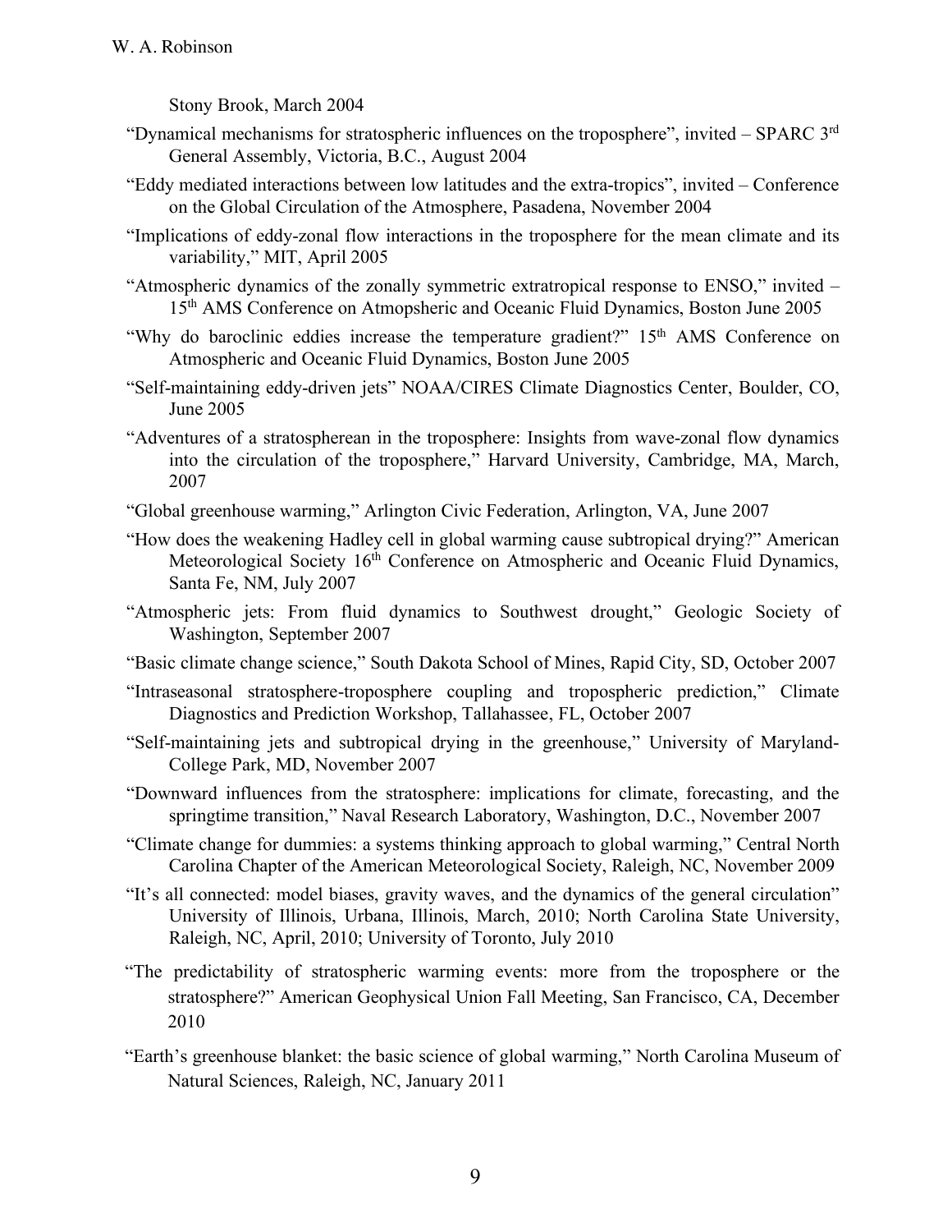Stony Brook, March 2004

"Dynamical mechanisms for stratospheric influences on the troposphere", invited – SPARC 3rd General Assembly, Victoria, B.C., August 2004

"Eddy mediated interactions between low latitudes and the extra-tropics", invited – Conference on the Global Circulation of the Atmosphere, Pasadena, November 2004

"Implications of eddy-zonal flow interactions in the troposphere for the mean climate and its variability," MIT, April 2005

"Atmospheric dynamics of the zonally symmetric extratropical response to ENSO," invited – 15th AMS Conference on Atmopsheric and Oceanic Fluid Dynamics, Boston June 2005

"Why do baroclinic eddies increase the temperature gradient?" 15th AMS Conference on Atmospheric and Oceanic Fluid Dynamics, Boston June 2005

"Self-maintaining eddy-driven jets" NOAA/CIRES Climate Diagnostics Center, Boulder, CO, June 2005

"Adventures of a stratospherean in the troposphere: Insights from wave-zonal flow dynamics into the circulation of the troposphere," Harvard University, Cambridge, MA, March, 2007

"Global greenhouse warming," Arlington Civic Federation, Arlington, VA, June 2007

"How does the weakening Hadley cell in global warming cause subtropical drying?" American Meteorological Society 16th Conference on Atmospheric and Oceanic Fluid Dynamics, Santa Fe, NM, July 2007

"Atmospheric jets: From fluid dynamics to Southwest drought," Geologic Society of Washington, September 2007

"Basic climate change science," South Dakota School of Mines, Rapid City, SD, October 2007

"Intraseasonal stratosphere-troposphere coupling and tropospheric prediction," Climate Diagnostics and Prediction Workshop, Tallahassee, FL, October 2007

"Self-maintaining jets and subtropical drying in the greenhouse," University of Maryland-College Park, MD, November 2007

"Downward influences from the stratosphere: implications for climate, forecasting, and the springtime transition," Naval Research Laboratory, Washington, D.C., November 2007

"Climate change for dummies: a systems thinking approach to global warming," Central North Carolina Chapter of the American Meteorological Society, Raleigh, NC, November 2009

"It's all connected: model biases, gravity waves, and the dynamics of the general circulation" University of Illinois, Urbana, Illinois, March, 2010; North Carolina State University, Raleigh, NC, April, 2010; University of Toronto, July 2010

"The predictability of stratospheric warming events: more from the troposphere or the stratosphere?" American Geophysical Union Fall Meeting, San Francisco, CA, December 2010

"Earth's greenhouse blanket: the basic science of global warming," North Carolina Museum of Natural Sciences, Raleigh, NC, January 2011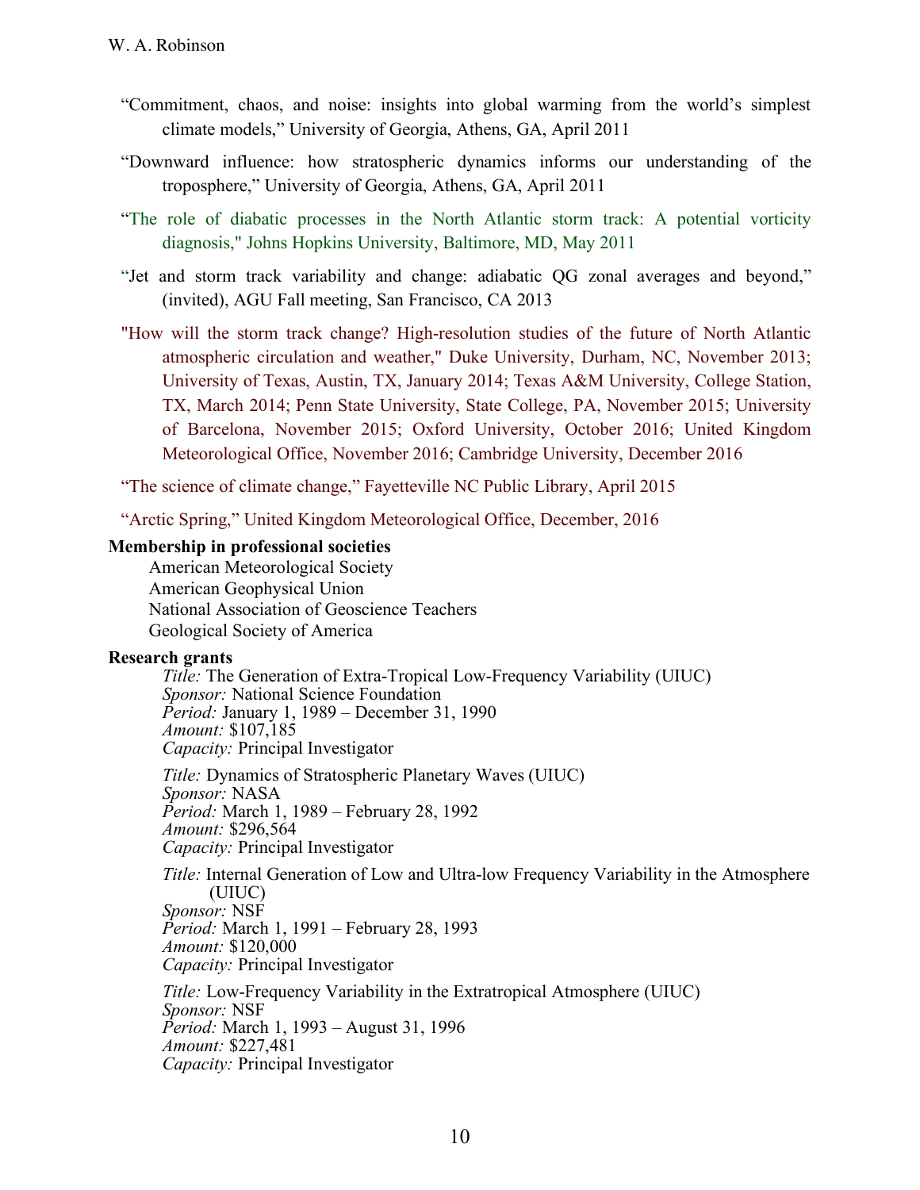"Commitment, chaos, and noise: insights into global warming from the world's simplest climate models," University of Georgia, Athens, GA, April 2011

"Downward influence: how stratospheric dynamics informs our understanding of the troposphere," University of Georgia, Athens, GA, April 2011

"The role of diabatic processes in the North Atlantic storm track: A potential vorticity diagnosis," Johns Hopkins University, Baltimore, MD, May 2011

"Jet and storm track variability and change: adiabatic QG zonal averages and beyond," (invited), AGU Fall meeting, San Francisco, CA 2013

"How will the storm track change? High-resolution studies of the future of North Atlantic atmospheric circulation and weather," Duke University, Durham, NC, November 2013; University of Texas, Austin, TX, January 2014; Texas A&M University, College Station, TX, March 2014; Penn State University, State College, PA, November 2015; University of Barcelona, November 2015; Oxford University, October 2016; United Kingdom Meteorological Office, November 2016; Cambridge University, December 2016

"The science of climate change," Fayetteville NC Public Library, April 2015

"Arctic Spring," United Kingdom Meteorological Office, December, 2016

**Membership in professional societies**

American Meteorological Society
American Geophysical Union
National Association of Geoscience Teachers
Geological Society of America

**Research grants**

*Title:* The Generation of Extra-Tropical Low-Frequency Variability (UIUC)
*Sponsor:* National Science Foundation
*Period:* January 1, 1989 – December 31, 1990
*Amount:* $107,185
*Capacity:* Principal Investigator

*Title:* Dynamics of Stratospheric Planetary Waves (UIUC)
*Sponsor:* NASA
*Period:* March 1, 1989 – February 28, 1992
*Amount:* $296,564
*Capacity:* Principal Investigator

*Title:* Internal Generation of Low and Ultra-low Frequency Variability in the Atmosphere (UIUC)
*Sponsor:* NSF
*Period:* March 1, 1991 – February 28, 1993
*Amount:* $120,000
*Capacity:* Principal Investigator

*Title:* Low-Frequency Variability in the Extratropical Atmosphere (UIUC)
*Sponsor:* NSF
*Period:* March 1, 1993 – August 31, 1996
*Amount:* $227,481
*Capacity:* Principal Investigator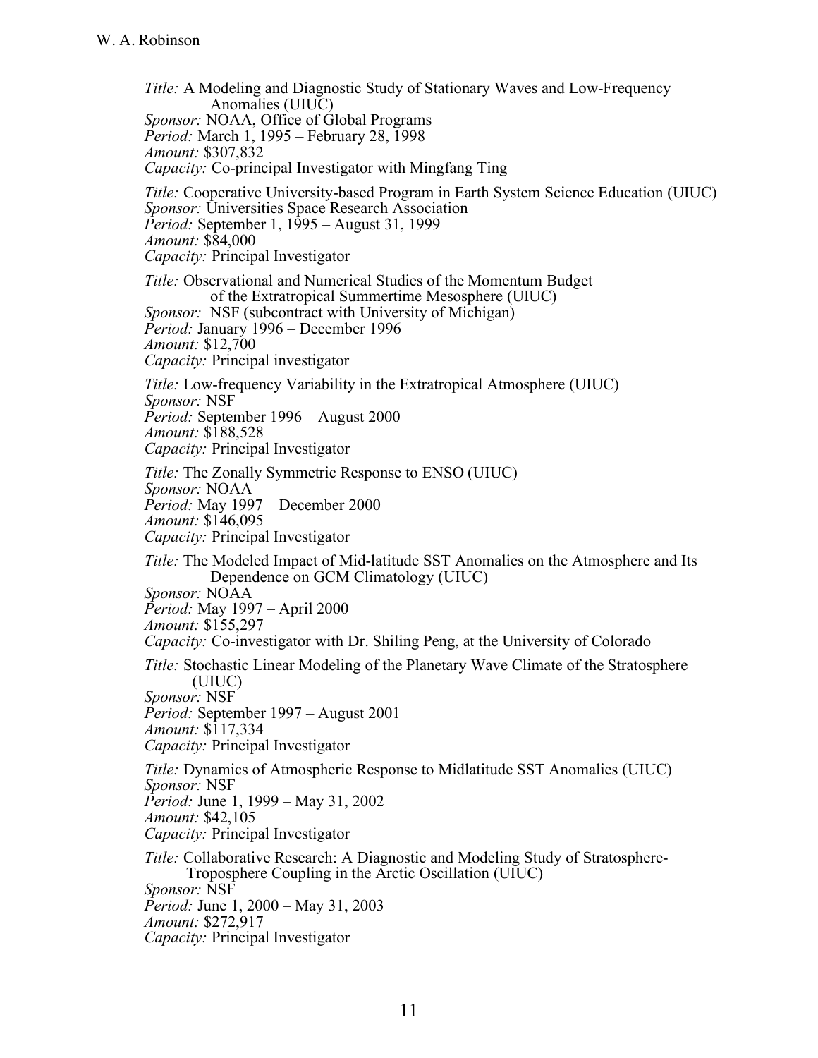*Title:* A Modeling and Diagnostic Study of Stationary Waves and Low-Frequency Anomalies (UIUC)
*Sponsor:* NOAA, Office of Global Programs
*Period:* March 1, 1995 – February 28, 1998
*Amount:* $307,832
*Capacity:* Co-principal Investigator with Mingfang Ting

*Title:* Cooperative University-based Program in Earth System Science Education (UIUC)
*Sponsor:* Universities Space Research Association
*Period:* September 1, 1995 – August 31, 1999
*Amount:* $84,000
*Capacity:* Principal Investigator

*Title:* Observational and Numerical Studies of the Momentum Budget of the Extratropical Summertime Mesosphere (UIUC)
*Sponsor:* NSF (subcontract with University of Michigan)
*Period:* January 1996 – December 1996
*Amount:* $12,700
*Capacity:* Principal investigator

*Title:* Low-frequency Variability in the Extratropical Atmosphere (UIUC)
*Sponsor:* NSF
*Period:* September 1996 – August 2000
*Amount:* $188,528
*Capacity:* Principal Investigator

*Title:* The Zonally Symmetric Response to ENSO (UIUC)
*Sponsor:* NOAA
*Period:* May 1997 – December 2000
*Amount:* $146,095
*Capacity:* Principal Investigator

*Title:* The Modeled Impact of Mid-latitude SST Anomalies on the Atmosphere and Its Dependence on GCM Climatology (UIUC)
*Sponsor:* NOAA
*Period:* May 1997 – April 2000
*Amount:* $155,297
*Capacity:* Co-investigator with Dr. Shiling Peng, at the University of Colorado

*Title:* Stochastic Linear Modeling of the Planetary Wave Climate of the Stratosphere (UIUC)
*Sponsor:* NSF
*Period:* September 1997 – August 2001
*Amount:* $117,334
*Capacity:* Principal Investigator

*Title:* Dynamics of Atmospheric Response to Midlatitude SST Anomalies (UIUC)
*Sponsor:* NSF
*Period:* June 1, 1999 – May 31, 2002
*Amount:* $42,105
*Capacity:* Principal Investigator

*Title:* Collaborative Research: A Diagnostic and Modeling Study of Stratosphere-Troposphere Coupling in the Arctic Oscillation (UIUC)
*Sponsor:* NSF
*Period:* June 1, 2000 – May 31, 2003
*Amount:* $272,917
*Capacity:* Principal Investigator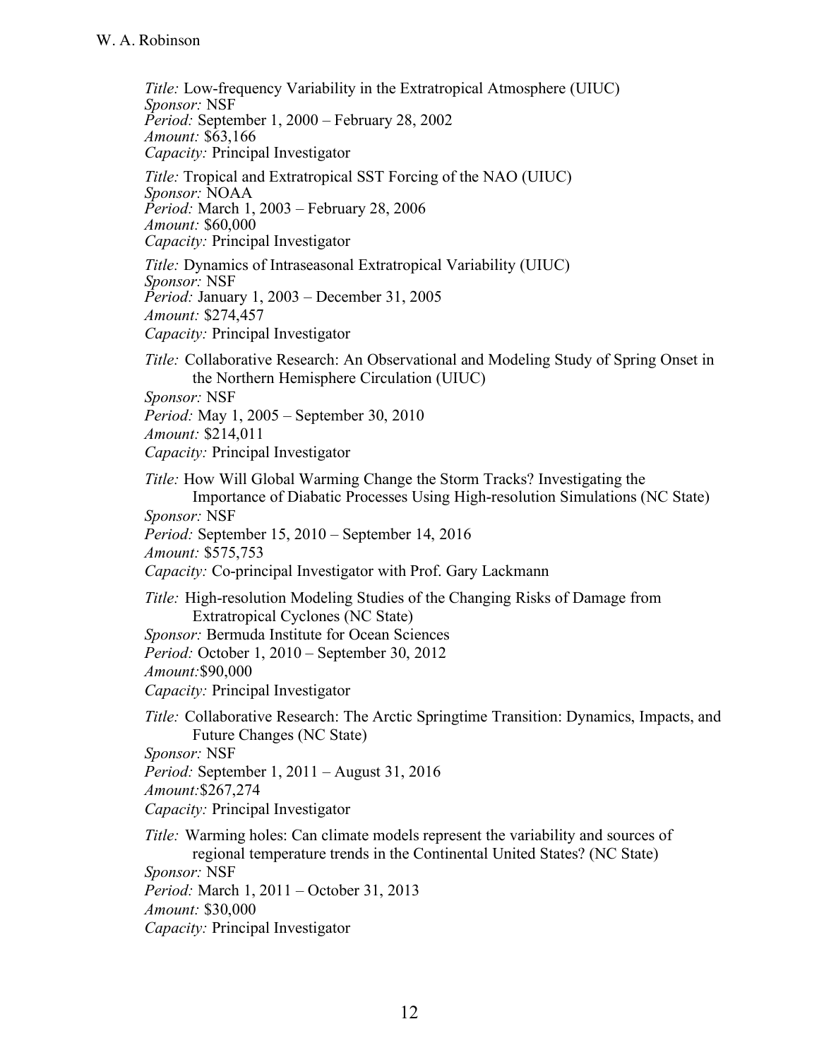*Title:* Low-frequency Variability in the Extratropical Atmosphere (UIUC)
*Sponsor:* NSF
*Period:* September 1, 2000 – February 28, 2002
*Amount:* $63,166
*Capacity:* Principal Investigator

*Title:* Tropical and Extratropical SST Forcing of the NAO (UIUC)
*Sponsor:* NOAA
*Period:* March 1, 2003 – February 28, 2006
*Amount:* $60,000
*Capacity:* Principal Investigator

*Title:* Dynamics of Intraseasonal Extratropical Variability (UIUC)
*Sponsor:* NSF
*Period:* January 1, 2003 – December 31, 2005
*Amount:* $274,457
*Capacity:* Principal Investigator

*Title:* Collaborative Research: An Observational and Modeling Study of Spring Onset in the Northern Hemisphere Circulation (UIUC)
*Sponsor:* NSF
*Period:* May 1, 2005 – September 30, 2010
*Amount:* $214,011
*Capacity:* Principal Investigator

*Title:* How Will Global Warming Change the Storm Tracks? Investigating the Importance of Diabatic Processes Using High-resolution Simulations (NC State)
*Sponsor:* NSF
*Period:* September 15, 2010 – September 14, 2016
*Amount:* $575,753
*Capacity:* Co-principal Investigator with Prof. Gary Lackmann

*Title:* High-resolution Modeling Studies of the Changing Risks of Damage from Extratropical Cyclones (NC State)
*Sponsor:* Bermuda Institute for Ocean Sciences
*Period:* October 1, 2010 – September 30, 2012
*Amount:*$90,000
*Capacity:* Principal Investigator

*Title:* Collaborative Research: The Arctic Springtime Transition: Dynamics, Impacts, and Future Changes (NC State)
*Sponsor:* NSF
*Period:* September 1, 2011 – August 31, 2016
*Amount:*$267,274
*Capacity:* Principal Investigator

*Title:* Warming holes: Can climate models represent the variability and sources of regional temperature trends in the Continental United States? (NC State)
*Sponsor:* NSF
*Period:* March 1, 2011 – October 31, 2013
*Amount:* $30,000
*Capacity:* Principal Investigator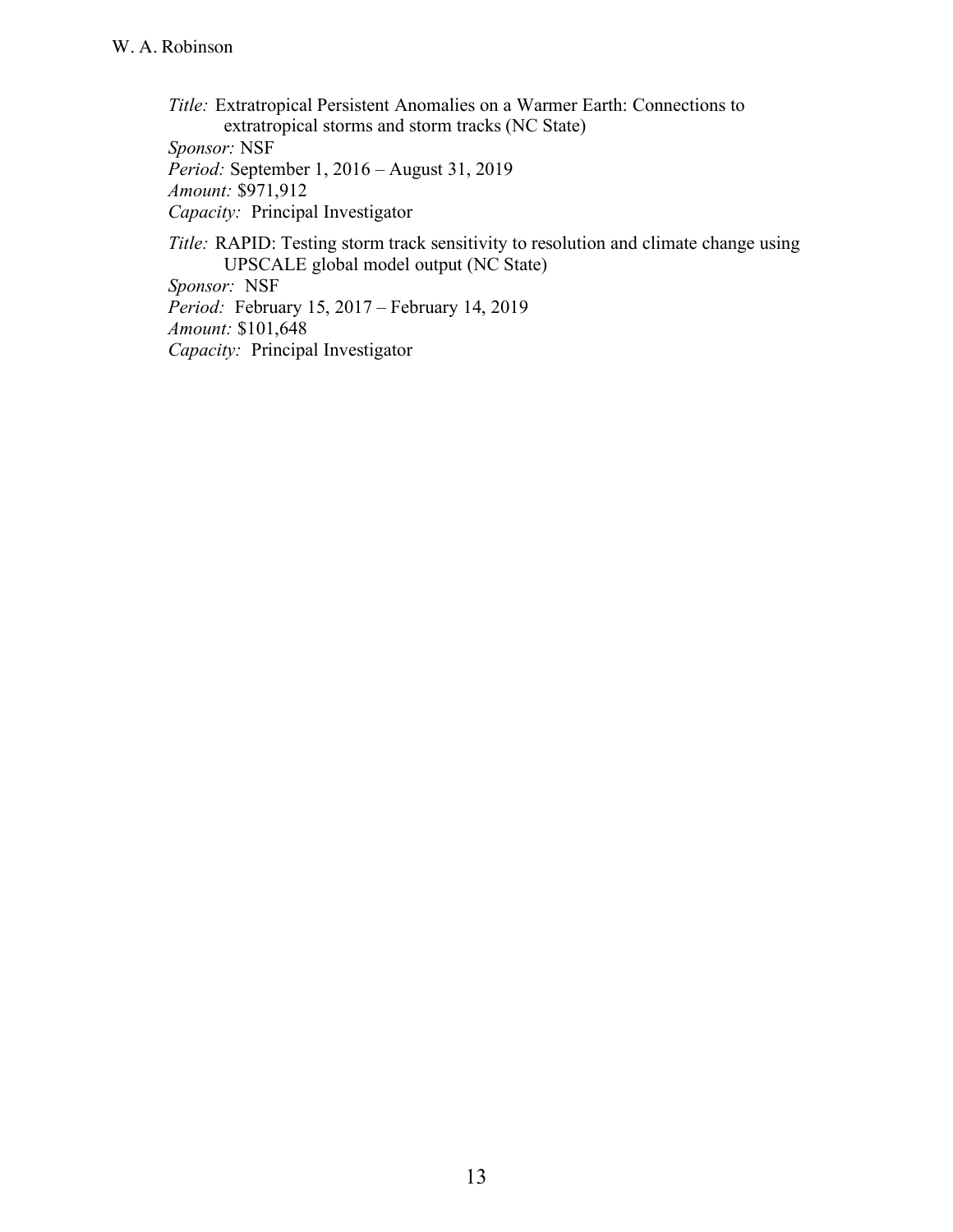*Title:* Extratropical Persistent Anomalies on a Warmer Earth: Connections to extratropical storms and storm tracks (NC State)  
*Sponsor:* NSF  
*Period:* September 1, 2016 – August 31, 2019  
*Amount:* $971,912  
*Capacity:* Principal Investigator

*Title:* RAPID: Testing storm track sensitivity to resolution and climate change using UPSCALE global model output (NC State)  
*Sponsor:* NSF  
*Period:* February 15, 2017 – February 14, 2019  
*Amount:* $101,648  
*Capacity:* Principal Investigator